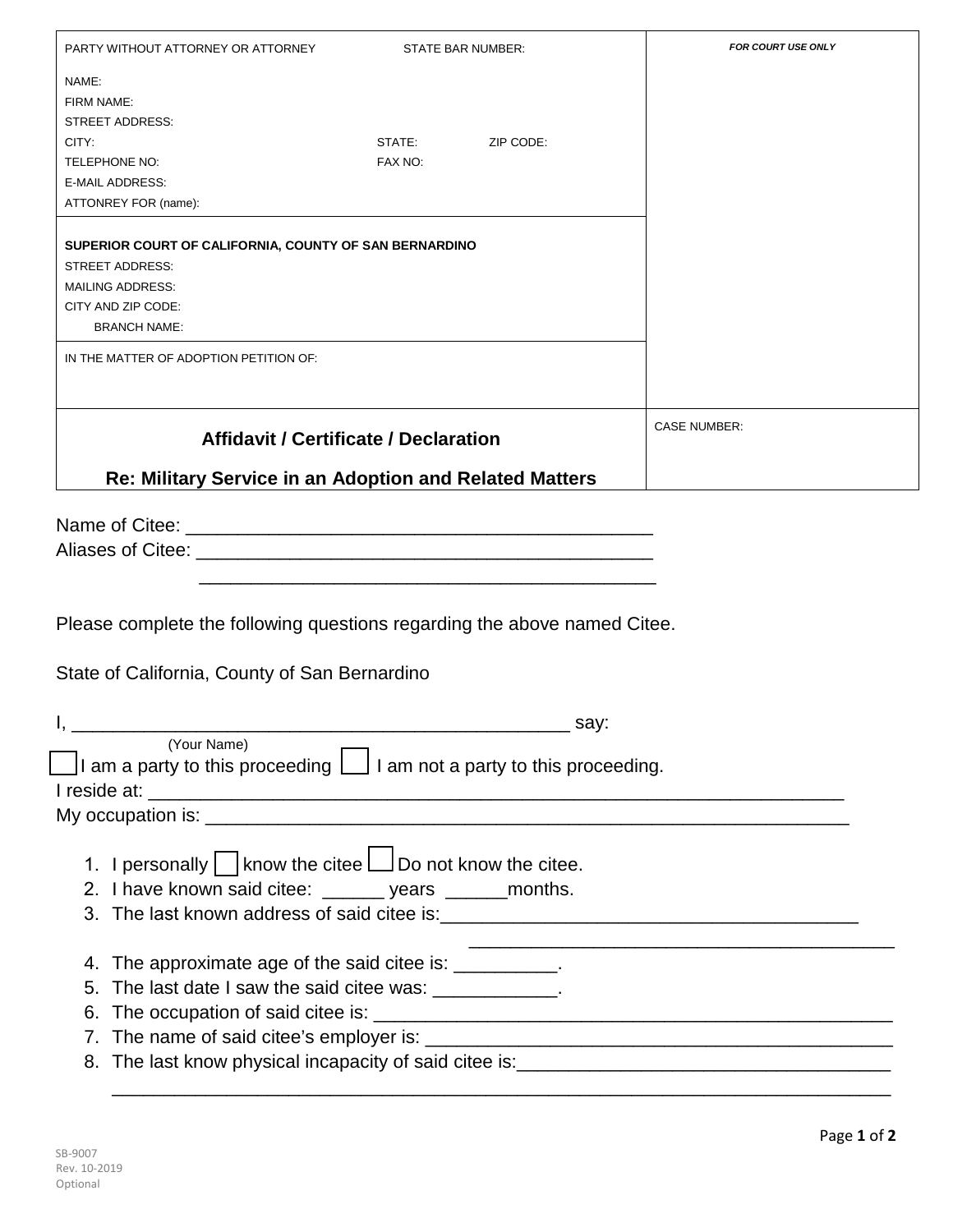| PARTY WITHOUT ATTORNEY OR ATTORNEY STATE BAR NUMBER: | *FOR COURT USE ONLY* |
|---|---|
| NAME:<br>FIRM NAME:<br>STREET ADDRESS:<br>CITY: STATE: ZIP CODE:<br>TELEPHONE NO: FAX NO:<br>E-MAIL ADDRESS:<br>ATTONREY FOR (name): | |
| **SUPERIOR COURT OF CALIFORNIA, COUNTY OF SAN BERNARDINO**<br>STREET ADDRESS:<br>MAILING ADDRESS:<br>CITY AND ZIP CODE:<br>BRANCH NAME: | |
| IN THE MATTER OF ADOPTION PETITION OF: | |
| **Affidavit / Certificate / Declaration**<br>**Re: Military Service in an Adoption and Related Matters** | CASE NUMBER: |

Name of Citee: ____________________________________________

Aliases of Citee: ____________________________________________

____________________________________________

Please complete the following questions regarding the above named Citee.

State of California, County of San Bernardino

I, ________________________________________________ say:
(Your Name)

☐ I am a party to this proceeding ☐ I am not a party to this proceeding.

I reside at: ____________________________________________________________________

My occupation is: ______________________________________________________________

1. I personally ☐ know the citee ☐ Do not know the citee.
2. I have known said citee: ______ years ______months.
3. The last known address of said citee is:________________________________________
   ________________________________________
4. The approximate age of the said citee is: __________.
5. The last date I saw the said citee was: ____________.
6. The occupation of said citee is: ________________________________________________
7. The name of said citee's employer is: ___________________________________________
8. The last know physical incapacity of said citee is:_____________________________________
   ______________________________________________________________________________

SB-9007
Rev. 10-2019
Optional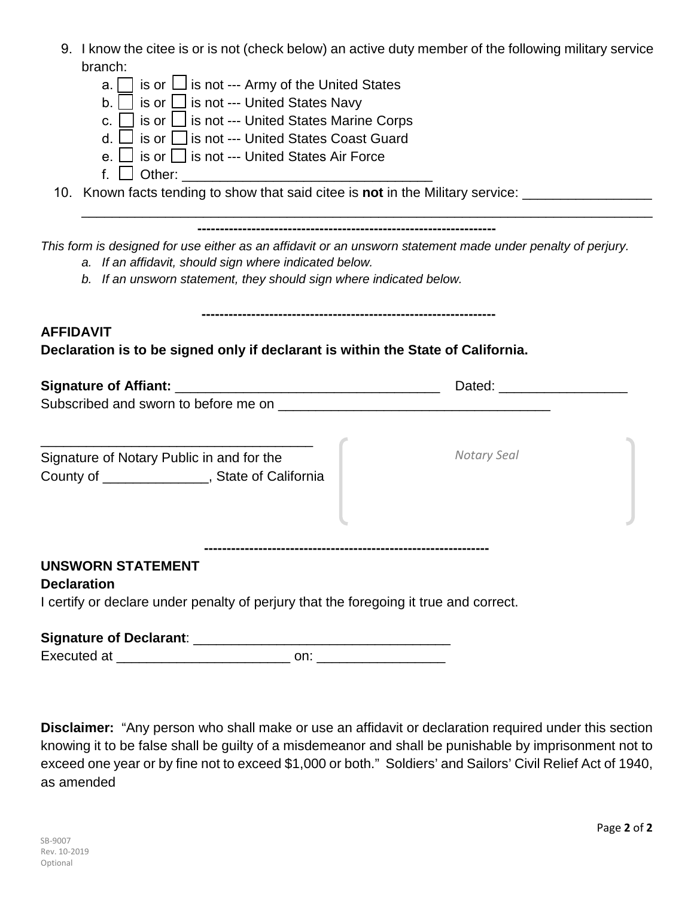9. I know the citee is or is not (check below) an active duty member of the following military service branch:
   a. ☐ is or ☐ is not --- Army of the United States
   b. ☐ is or ☐ is not --- United States Navy
   c. ☐ is or ☐ is not --- United States Marine Corps
   d. ☐ is or ☐ is not --- United States Coast Guard
   e. ☐ is or ☐ is not --- United States Air Force
   f. ☐ Other: ________________________________
10. Known facts tending to show that said citee is **not** in the Military service: _________________
    ______________________________________________________________________________

---

*This form is designed for use either as an affidavit or an unsworn statement made under penalty of perjury.*

*a. If an affidavit, should sign where indicated below.*
*b. If an unsworn statement, they should sign where indicated below.*

---

**AFFIDAVIT**

**Declaration is to be signed only if declarant is within the State of California.**

**Signature of Affiant:** ___________________________________ Dated: _________________

Subscribed and sworn to before me on ____________________________________

____________________________________

Signature of Notary Public in and for the County of ______________, State of California

*Notary Seal*

---

**UNSWORN STATEMENT**

**Declaration**

I certify or declare under penalty of perjury that the foregoing it true and correct.

**Signature of Declarant**: __________________________________

Executed at _______________________ on: _________________

**Disclaimer:** "Any person who shall make or use an affidavit or declaration required under this section knowing it to be false shall be guilty of a misdemeanor and shall be punishable by imprisonment not to exceed one year or by fine not to exceed $1,000 or both." Soldiers' and Sailors' Civil Relief Act of 1940, as amended

SB-9007
Rev. 10-2019
Optional